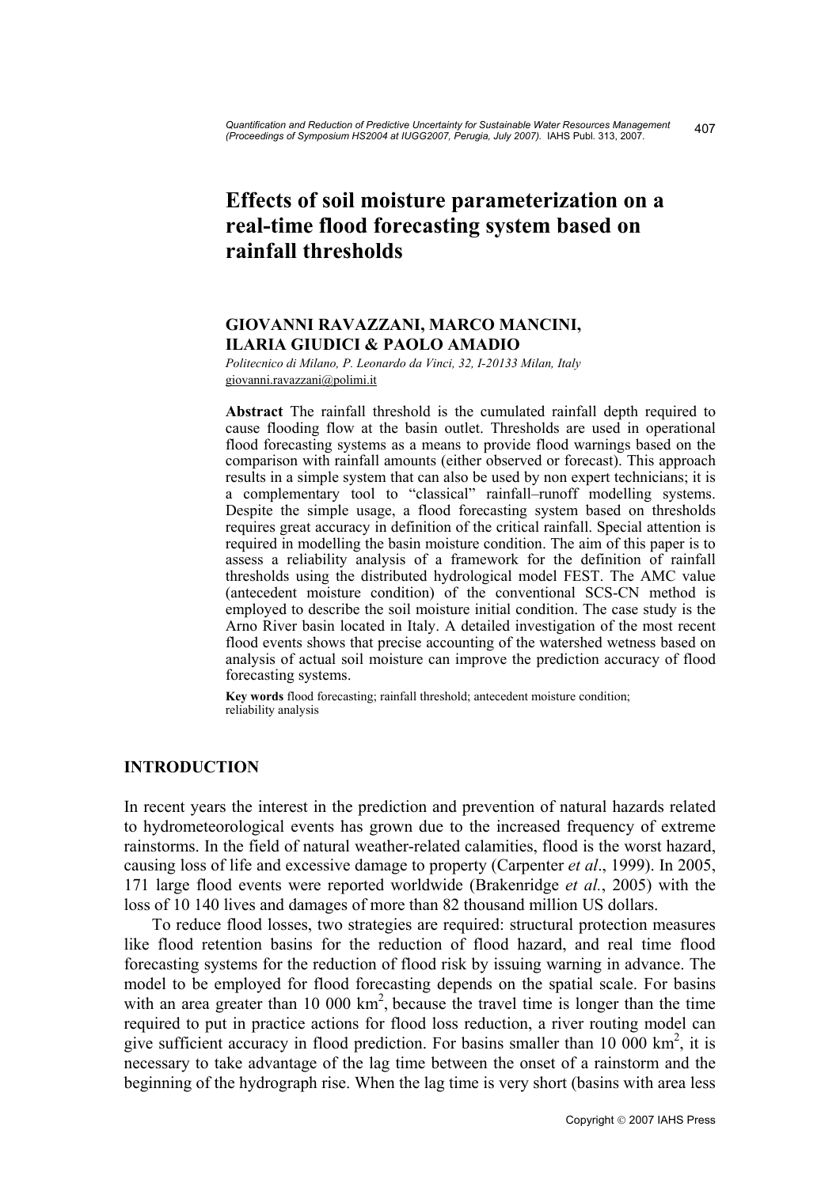# Effects of soil moisture parameterization on a real-time flood forecasting system based on rainfall thresholds

**GIOVANNI RAVAZZANI, MARCO MANCINI, ILARIA GIUDICI & PAOLO AMADIO**

*Politecnico di Milano, P. Leonardo da Vinci, 32, I-20133 Milan, Italy*
giovanni.ravazzani@polimi.it

**Abstract** The rainfall threshold is the cumulated rainfall depth required to cause flooding flow at the basin outlet. Thresholds are used in operational flood forecasting systems as a means to provide flood warnings based on the comparison with rainfall amounts (either observed or forecast). This approach results in a simple system that can also be used by non expert technicians; it is a complementary tool to "classical" rainfall–runoff modelling systems. Despite the simple usage, a flood forecasting system based on thresholds requires great accuracy in definition of the critical rainfall. Special attention is required in modelling the basin moisture condition. The aim of this paper is to assess a reliability analysis of a framework for the definition of rainfall thresholds using the distributed hydrological model FEST. The AMC value (antecedent moisture condition) of the conventional SCS-CN method is employed to describe the soil moisture initial condition. The case study is the Arno River basin located in Italy. A detailed investigation of the most recent flood events shows that precise accounting of the watershed wetness based on analysis of actual soil moisture can improve the prediction accuracy of flood forecasting systems.

**Key words** flood forecasting; rainfall threshold; antecedent moisture condition; reliability analysis

## INTRODUCTION

In recent years the interest in the prediction and prevention of natural hazards related to hydrometeorological events has grown due to the increased frequency of extreme rainstorms. In the field of natural weather-related calamities, flood is the worst hazard, causing loss of life and excessive damage to property (Carpenter *et al*., 1999). In 2005, 171 large flood events were reported worldwide (Brakenridge *et al.*, 2005) with the loss of 10 140 lives and damages of more than 82 thousand million US dollars.

To reduce flood losses, two strategies are required: structural protection measures like flood retention basins for the reduction of flood hazard, and real time flood forecasting systems for the reduction of flood risk by issuing warning in advance. The model to be employed for flood forecasting depends on the spatial scale. For basins with an area greater than 10 000 km$^2$, because the travel time is longer than the time required to put in practice actions for flood loss reduction, a river routing model can give sufficient accuracy in flood prediction. For basins smaller than 10 000 km$^2$, it is necessary to take advantage of the lag time between the onset of a rainstorm and the beginning of the hydrograph rise. When the lag time is very short (basins with area less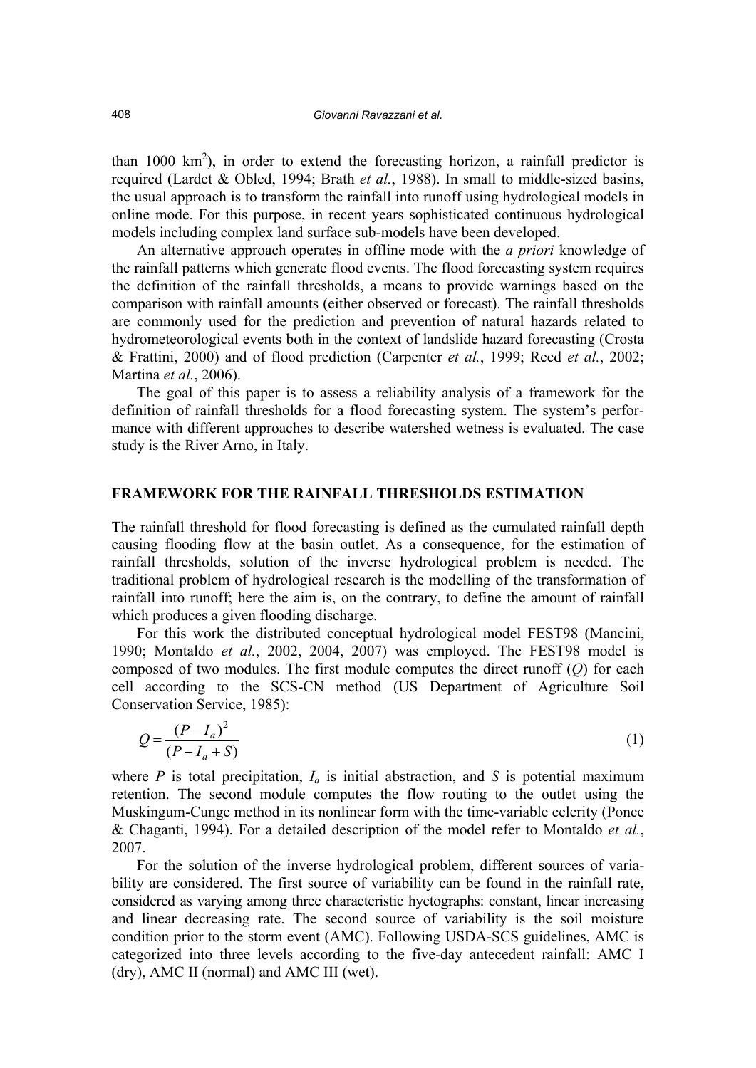than 1000 km$^2$), in order to extend the forecasting horizon, a rainfall predictor is required (Lardet & Obled, 1994; Brath *et al.*, 1988). In small to middle-sized basins, the usual approach is to transform the rainfall into runoff using hydrological models in online mode. For this purpose, in recent years sophisticated continuous hydrological models including complex land surface sub-models have been developed.

An alternative approach operates in offline mode with the *a priori* knowledge of the rainfall patterns which generate flood events. The flood forecasting system requires the definition of the rainfall thresholds, a means to provide warnings based on the comparison with rainfall amounts (either observed or forecast). The rainfall thresholds are commonly used for the prediction and prevention of natural hazards related to hydrometeorological events both in the context of landslide hazard forecasting (Crosta & Frattini, 2000) and of flood prediction (Carpenter *et al.*, 1999; Reed *et al.*, 2002; Martina *et al.*, 2006).

The goal of this paper is to assess a reliability analysis of a framework for the definition of rainfall thresholds for a flood forecasting system. The system's performance with different approaches to describe watershed wetness is evaluated. The case study is the River Arno, in Italy.

## FRAMEWORK FOR THE RAINFALL THRESHOLDS ESTIMATION

The rainfall threshold for flood forecasting is defined as the cumulated rainfall depth causing flooding flow at the basin outlet. As a consequence, for the estimation of rainfall thresholds, solution of the inverse hydrological problem is needed. The traditional problem of hydrological research is the modelling of the transformation of rainfall into runoff; here the aim is, on the contrary, to define the amount of rainfall which produces a given flooding discharge.

For this work the distributed conceptual hydrological model FEST98 (Mancini, 1990; Montaldo *et al.*, 2002, 2004, 2007) was employed. The FEST98 model is composed of two modules. The first module computes the direct runoff ($Q$) for each cell according to the SCS-CN method (US Department of Agriculture Soil Conservation Service, 1985):

$$Q = \frac{(P - I_a)^2}{(P - I_a + S)} \tag{1}$$

where $P$ is total precipitation, $I_a$ is initial abstraction, and $S$ is potential maximum retention. The second module computes the flow routing to the outlet using the Muskingum-Cunge method in its nonlinear form with the time-variable celerity (Ponce & Chaganti, 1994). For a detailed description of the model refer to Montaldo *et al.*, 2007.

For the solution of the inverse hydrological problem, different sources of variability are considered. The first source of variability can be found in the rainfall rate, considered as varying among three characteristic hyetographs: constant, linear increasing and linear decreasing rate. The second source of variability is the soil moisture condition prior to the storm event (AMC). Following USDA-SCS guidelines, AMC is categorized into three levels according to the five-day antecedent rainfall: AMC I (dry), AMC II (normal) and AMC III (wet).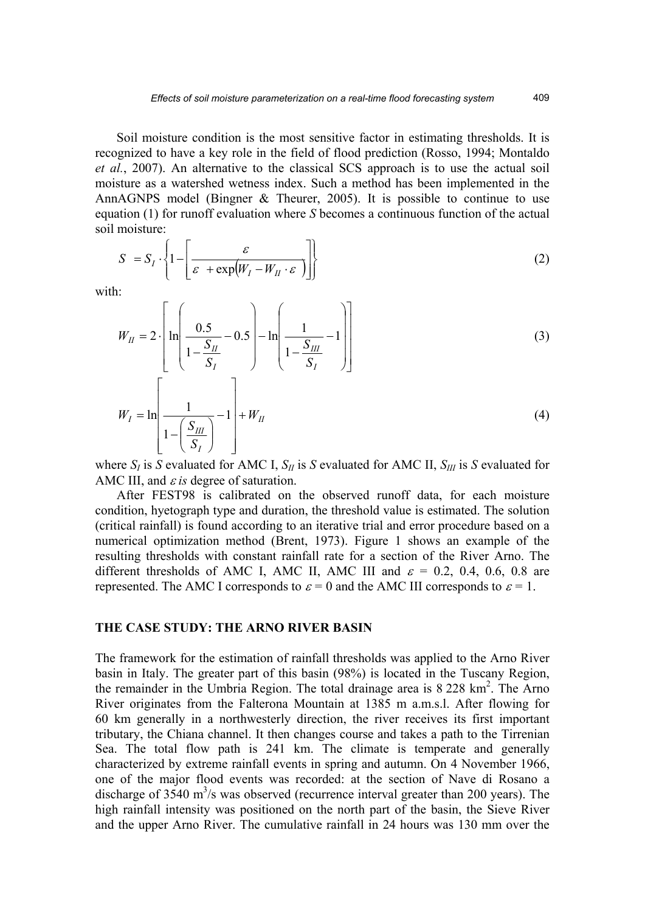Soil moisture condition is the most sensitive factor in estimating thresholds. It is recognized to have a key role in the field of flood prediction (Rosso, 1994; Montaldo *et al.*, 2007). An alternative to the classical SCS approach is to use the actual soil moisture as a watershed wetness index. Such a method has been implemented in the AnnAGNPS model (Bingner & Theurer, 2005). It is possible to continue to use equation (1) for runoff evaluation where $S$ becomes a continuous function of the actual soil moisture:

$$S = S_I \cdot \left\{ 1 - \left[ \frac{\varepsilon}{\varepsilon + \exp\left(W_I - W_{II} \cdot \varepsilon\right)} \right] \right\} \tag{2}$$

with:

$$W_{II} = 2 \cdot \left[ \ln\left( \frac{0.5}{1 - \frac{S_{II}}{S_I}} - 0.5 \right) - \ln\left( \frac{1}{1 - \frac{S_{III}}{S_I}} - 1 \right) \right] \tag{3}$$

$$W_I = \ln\left[ \frac{1}{1 - \left( \frac{S_{III}}{S_I} \right)} - 1 \right] + W_{II} \tag{4}$$

where $S_I$ is $S$ evaluated for AMC I, $S_{II}$ is $S$ evaluated for AMC II, $S_{III}$ is $S$ evaluated for AMC III, and $\varepsilon$ *is* degree of saturation.

After FEST98 is calibrated on the observed runoff data, for each moisture condition, hyetograph type and duration, the threshold value is estimated. The solution (critical rainfall) is found according to an iterative trial and error procedure based on a numerical optimization method (Brent, 1973). Figure 1 shows an example of the resulting thresholds with constant rainfall rate for a section of the River Arno. The different thresholds of AMC I, AMC II, AMC III and $\varepsilon$ = 0.2, 0.4, 0.6, 0.8 are represented. The AMC I corresponds to $\varepsilon = 0$ and the AMC III corresponds to $\varepsilon = 1$.

## THE CASE STUDY: THE ARNO RIVER BASIN

The framework for the estimation of rainfall thresholds was applied to the Arno River basin in Italy. The greater part of this basin (98%) is located in the Tuscany Region, the remainder in the Umbria Region. The total drainage area is 8 228 km$^2$. The Arno River originates from the Falterona Mountain at 1385 m a.m.s.l. After flowing for 60 km generally in a northwesterly direction, the river receives its first important tributary, the Chiana channel. It then changes course and takes a path to the Tirrenian Sea. The total flow path is 241 km. The climate is temperate and generally characterized by extreme rainfall events in spring and autumn. On 4 November 1966, one of the major flood events was recorded: at the section of Nave di Rosano a discharge of 3540 m$^3$/s was observed (recurrence interval greater than 200 years). The high rainfall intensity was positioned on the north part of the basin, the Sieve River and the upper Arno River. The cumulative rainfall in 24 hours was 130 mm over the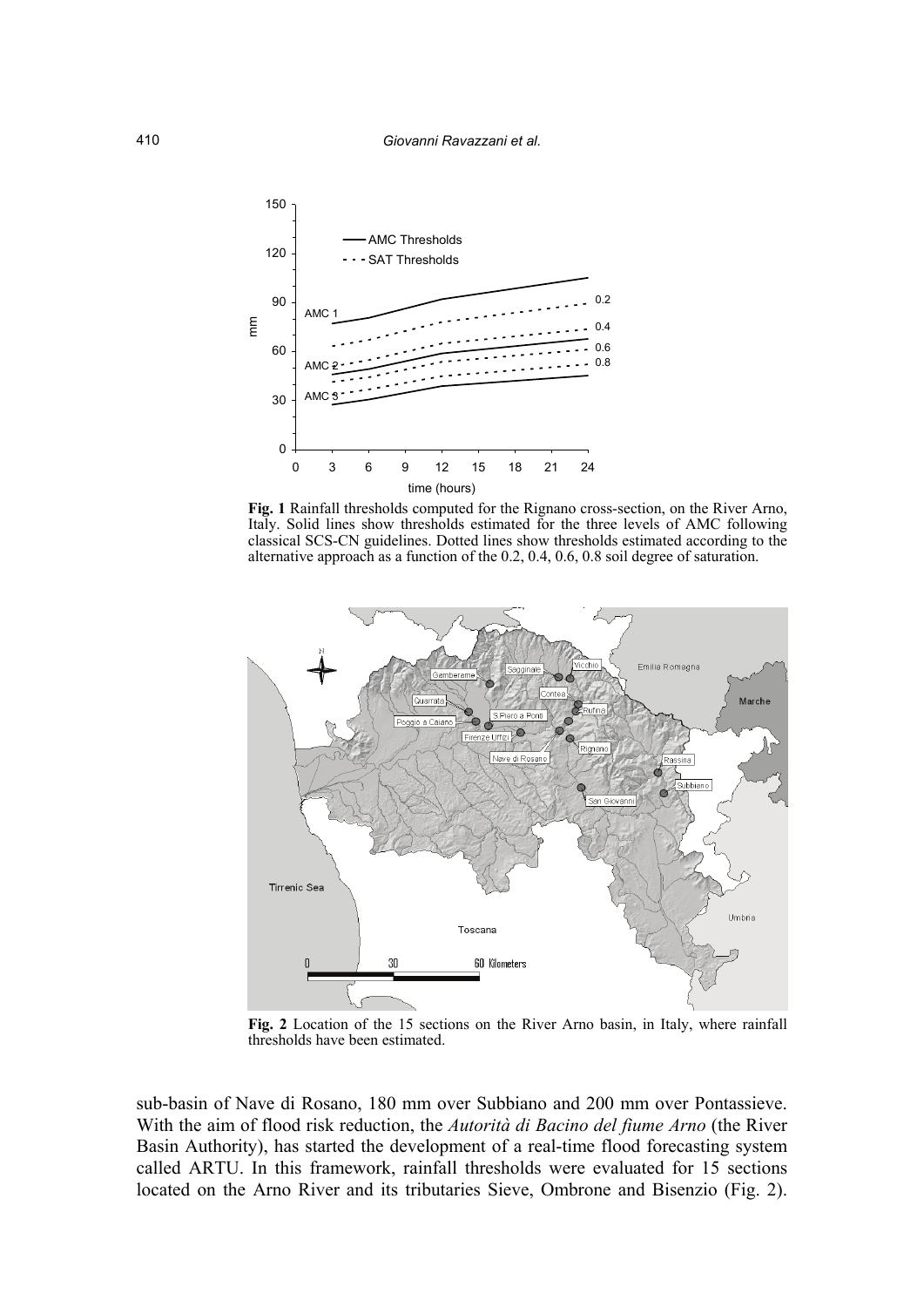**Fig. 1** Rainfall thresholds computed for the Rignano cross-section, on the River Arno, Italy. Solid lines show thresholds estimated for the three levels of AMC following classical SCS-CN guidelines. Dotted lines show thresholds estimated according to the alternative approach as a function of the 0.2, 0.4, 0.6, 0.8 soil degree of saturation.

**Fig. 2** Location of the 15 sections on the River Arno basin, in Italy, where rainfall thresholds have been estimated.

sub-basin of Nave di Rosano, 180 mm over Subbiano and 200 mm over Pontassieve. With the aim of flood risk reduction, the *Autorità di Bacino del fiume Arno* (the River Basin Authority), has started the development of a real-time flood forecasting system called ARTU. In this framework, rainfall thresholds were evaluated for 15 sections located on the Arno River and its tributaries Sieve, Ombrone and Bisenzio (Fig. 2).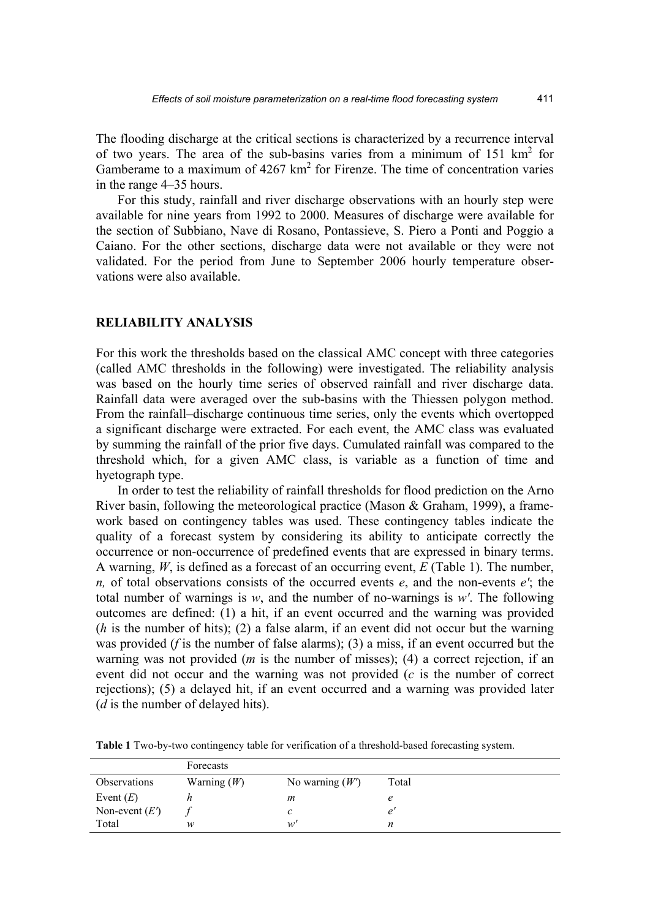The flooding discharge at the critical sections is characterized by a recurrence interval of two years. The area of the sub-basins varies from a minimum of 151 km$^2$ for Gamberame to a maximum of 4267 km$^2$ for Firenze. The time of concentration varies in the range 4–35 hours.

For this study, rainfall and river discharge observations with an hourly step were available for nine years from 1992 to 2000. Measures of discharge were available for the section of Subbiano, Nave di Rosano, Pontassieve, S. Piero a Ponti and Poggio a Caiano. For the other sections, discharge data were not available or they were not validated. For the period from June to September 2006 hourly temperature observations were also available.

## RELIABILITY ANALYSIS

For this work the thresholds based on the classical AMC concept with three categories (called AMC thresholds in the following) were investigated. The reliability analysis was based on the hourly time series of observed rainfall and river discharge data. Rainfall data were averaged over the sub-basins with the Thiessen polygon method. From the rainfall–discharge continuous time series, only the events which overtopped a significant discharge were extracted. For each event, the AMC class was evaluated by summing the rainfall of the prior five days. Cumulated rainfall was compared to the threshold which, for a given AMC class, is variable as a function of time and hyetograph type.

In order to test the reliability of rainfall thresholds for flood prediction on the Arno River basin, following the meteorological practice (Mason & Graham, 1999), a framework based on contingency tables was used. These contingency tables indicate the quality of a forecast system by considering its ability to anticipate correctly the occurrence or non-occurrence of predefined events that are expressed in binary terms. A warning, $W$, is defined as a forecast of an occurring event, $E$ (Table 1). The number, $n$, of total observations consists of the occurred events $e$, and the non-events $e'$; the total number of warnings is $w$, and the number of no-warnings is $w'$. The following outcomes are defined: (1) a hit, if an event occurred and the warning was provided ($h$ is the number of hits); (2) a false alarm, if an event did not occur but the warning was provided ($f$ is the number of false alarms); (3) a miss, if an event occurred but the warning was not provided ($m$ is the number of misses); (4) a correct rejection, if an event did not occur and the warning was not provided ($c$ is the number of correct rejections); (5) a delayed hit, if an event occurred and a warning was provided later ($d$ is the number of delayed hits).

**Table 1** Two-by-two contingency table for verification of a threshold-based forecasting system.

| | Forecasts | | |
|---|---|---|---|
| Observations | Warning ($W$) | No warning ($W'$) | Total |
| Event ($E$) | $h$ | $m$ | $e$ |
| Non-event ($E'$) | $f$ | $c$ | $e'$ |
| Total | $w$ | $w'$ | $n$ |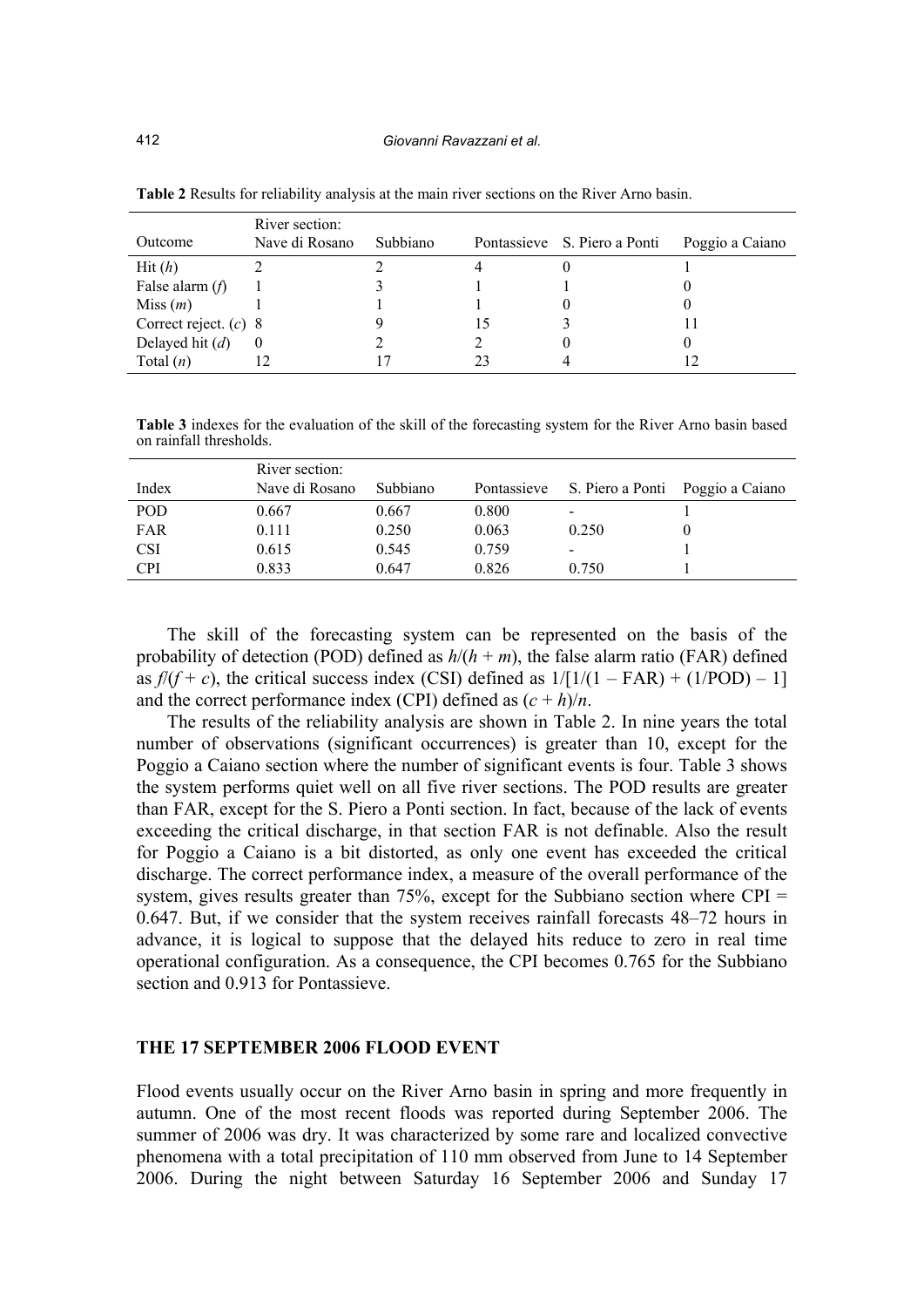**Table 2** Results for reliability analysis at the main river sections on the River Arno basin.

| Outcome | River section: Nave di Rosano | Subbiano | Pontassieve | S. Piero a Ponti | Poggio a Caiano |
|---|---|---|---|---|---|
| Hit ($h$) | 2 | 2 | 4 | 0 | 1 |
| False alarm ($f$) | 1 | 3 | 1 | 1 | 0 |
| Miss ($m$) | 1 | 1 | 1 | 0 | 0 |
| Correct reject. ($c$) | 8 | 9 | 15 | 3 | 11 |
| Delayed hit ($d$) | 0 | 2 | 2 | 0 | 0 |
| Total ($n$) | 12 | 17 | 23 | 4 | 12 |

**Table 3** indexes for the evaluation of the skill of the forecasting system for the River Arno basin based on rainfall thresholds.

| Index | River section: Nave di Rosano | Subbiano | Pontassieve | S. Piero a Ponti | Poggio a Caiano |
|---|---|---|---|---|---|
| POD | 0.667 | 0.667 | 0.800 | - | 1 |
| FAR | 0.111 | 0.250 | 0.063 | 0.250 | 0 |
| CSI | 0.615 | 0.545 | 0.759 | - | 1 |
| CPI | 0.833 | 0.647 | 0.826 | 0.750 | 1 |

The skill of the forecasting system can be represented on the basis of the probability of detection (POD) defined as $h/(h + m)$, the false alarm ratio (FAR) defined as $f/(f + c)$, the critical success index (CSI) defined as $1/[1/(1 - \text{FAR}) + (1/\text{POD}) - 1]$ and the correct performance index (CPI) defined as $(c + h)/n$.

The results of the reliability analysis are shown in Table 2. In nine years the total number of observations (significant occurrences) is greater than 10, except for the Poggio a Caiano section where the number of significant events is four. Table 3 shows the system performs quiet well on all five river sections. The POD results are greater than FAR, except for the S. Piero a Ponti section. In fact, because of the lack of events exceeding the critical discharge, in that section FAR is not definable. Also the result for Poggio a Caiano is a bit distorted, as only one event has exceeded the critical discharge. The correct performance index, a measure of the overall performance of the system, gives results greater than 75%, except for the Subbiano section where CPI = 0.647. But, if we consider that the system receives rainfall forecasts 48–72 hours in advance, it is logical to suppose that the delayed hits reduce to zero in real time operational configuration. As a consequence, the CPI becomes 0.765 for the Subbiano section and 0.913 for Pontassieve.

## THE 17 SEPTEMBER 2006 FLOOD EVENT

Flood events usually occur on the River Arno basin in spring and more frequently in autumn. One of the most recent floods was reported during September 2006. The summer of 2006 was dry. It was characterized by some rare and localized convective phenomena with a total precipitation of 110 mm observed from June to 14 September 2006. During the night between Saturday 16 September 2006 and Sunday 17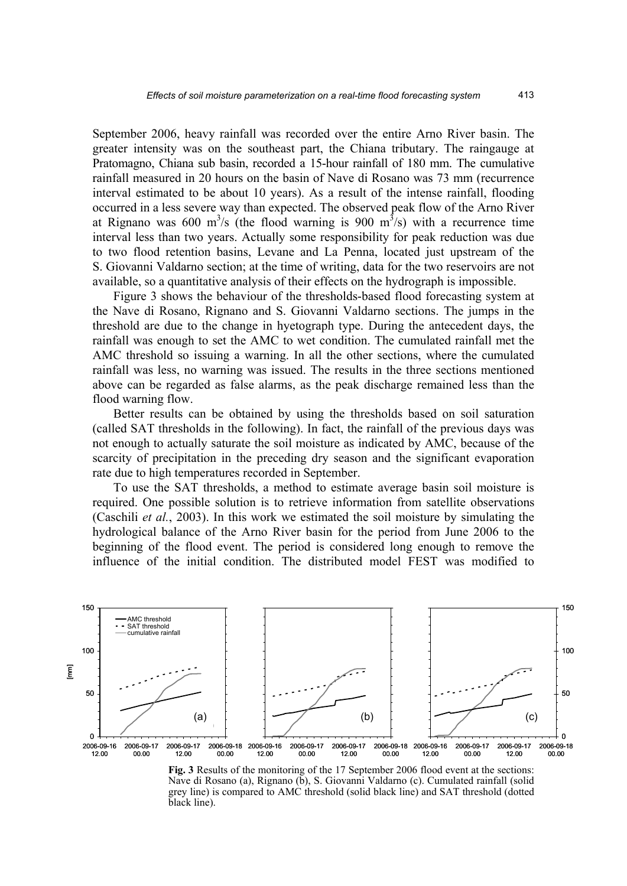September 2006, heavy rainfall was recorded over the entire Arno River basin. The greater intensity was on the southeast part, the Chiana tributary. The raingauge at Pratomagno, Chiana sub basin, recorded a 15-hour rainfall of 180 mm. The cumulative rainfall measured in 20 hours on the basin of Nave di Rosano was 73 mm (recurrence interval estimated to be about 10 years). As a result of the intense rainfall, flooding occurred in a less severe way than expected. The observed peak flow of the Arno River at Rignano was 600 $m^3/s$ (the flood warning is 900 $m^3/s$) with a recurrence time interval less than two years. Actually some responsibility for peak reduction was due to two flood retention basins, Levane and La Penna, located just upstream of the S. Giovanni Valdarno section; at the time of writing, data for the two reservoirs are not available, so a quantitative analysis of their effects on the hydrograph is impossible.

Figure 3 shows the behaviour of the thresholds-based flood forecasting system at the Nave di Rosano, Rignano and S. Giovanni Valdarno sections. The jumps in the threshold are due to the change in hyetograph type. During the antecedent days, the rainfall was enough to set the AMC to wet condition. The cumulated rainfall met the AMC threshold so issuing a warning. In all the other sections, where the cumulated rainfall was less, no warning was issued. The results in the three sections mentioned above can be regarded as false alarms, as the peak discharge remained less than the flood warning flow.

Better results can be obtained by using the thresholds based on soil saturation (called SAT thresholds in the following). In fact, the rainfall of the previous days was not enough to actually saturate the soil moisture as indicated by AMC, because of the scarcity of precipitation in the preceding dry season and the significant evaporation rate due to high temperatures recorded in September.

To use the SAT thresholds, a method to estimate average basin soil moisture is required. One possible solution is to retrieve information from satellite observations (Caschili *et al.*, 2003). In this work we estimated the soil moisture by simulating the hydrological balance of the Arno River basin for the period from June 2006 to the beginning of the flood event. The period is considered long enough to remove the influence of the initial condition. The distributed model FEST was modified to

**Fig. 3** Results of the monitoring of the 17 September 2006 flood event at the sections: Nave di Rosano (a), Rignano (b), S. Giovanni Valdarno (c). Cumulated rainfall (solid grey line) is compared to AMC threshold (solid black line) and SAT threshold (dotted black line).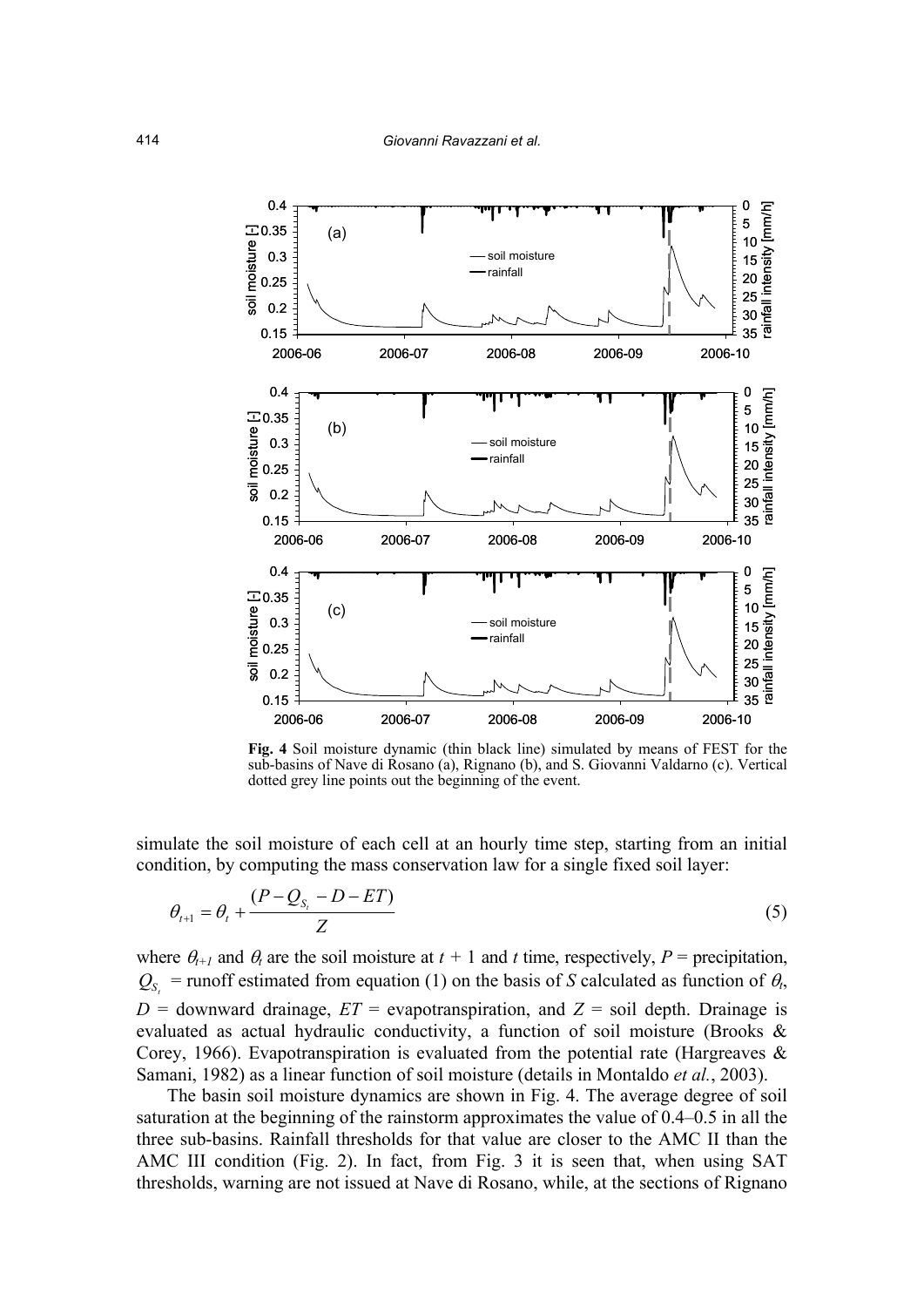**Fig. 4** Soil moisture dynamic (thin black line) simulated by means of FEST for the sub-basins of Nave di Rosano (a), Rignano (b), and S. Giovanni Valdarno (c). Vertical dotted grey line points out the beginning of the event.

simulate the soil moisture of each cell at an hourly time step, starting from an initial condition, by computing the mass conservation law for a single fixed soil layer:

$$\theta_{t+1} = \theta_t + \frac{(P - Q_{S_t} - D - ET)}{Z} \tag{5}$$

where $\theta_{t+1}$ and $\theta_t$ are the soil moisture at $t + 1$ and $t$ time, respectively, $P$ = precipitation, $Q_{S_t}$ = runoff estimated from equation (1) on the basis of $S$ calculated as function of $\theta_t$, $D$ = downward drainage, $ET$ = evapotranspiration, and $Z$ = soil depth. Drainage is evaluated as actual hydraulic conductivity, a function of soil moisture (Brooks & Corey, 1966). Evapotranspiration is evaluated from the potential rate (Hargreaves & Samani, 1982) as a linear function of soil moisture (details in Montaldo *et al.*, 2003).

The basin soil moisture dynamics are shown in Fig. 4. The average degree of soil saturation at the beginning of the rainstorm approximates the value of 0.4–0.5 in all the three sub-basins. Rainfall thresholds for that value are closer to the AMC II than the AMC III condition (Fig. 2). In fact, from Fig. 3 it is seen that, when using SAT thresholds, warning are not issued at Nave di Rosano, while, at the sections of Rignano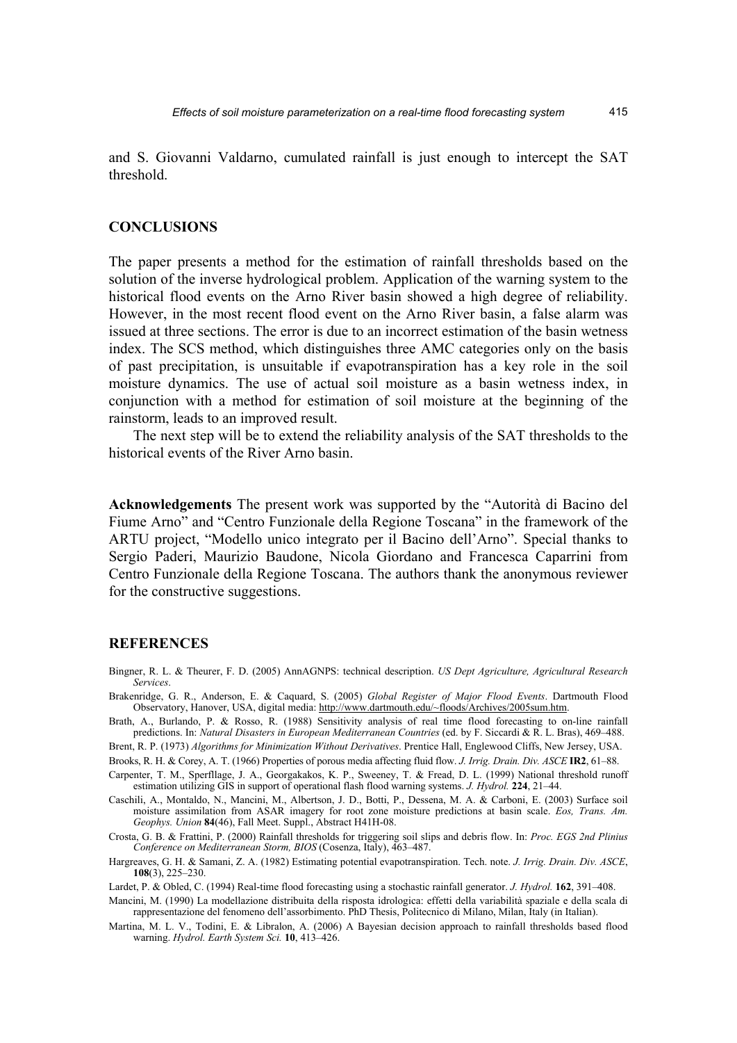and S. Giovanni Valdarno, cumulated rainfall is just enough to intercept the SAT threshold.

## CONCLUSIONS

The paper presents a method for the estimation of rainfall thresholds based on the solution of the inverse hydrological problem. Application of the warning system to the historical flood events on the Arno River basin showed a high degree of reliability. However, in the most recent flood event on the Arno River basin, a false alarm was issued at three sections. The error is due to an incorrect estimation of the basin wetness index. The SCS method, which distinguishes three AMC categories only on the basis of past precipitation, is unsuitable if evapotranspiration has a key role in the soil moisture dynamics. The use of actual soil moisture as a basin wetness index, in conjunction with a method for estimation of soil moisture at the beginning of the rainstorm, leads to an improved result.

The next step will be to extend the reliability analysis of the SAT thresholds to the historical events of the River Arno basin.

**Acknowledgements** The present work was supported by the "Autorità di Bacino del Fiume Arno" and "Centro Funzionale della Regione Toscana" in the framework of the ARTU project, "Modello unico integrato per il Bacino dell'Arno". Special thanks to Sergio Paderi, Maurizio Baudone, Nicola Giordano and Francesca Caparrini from Centro Funzionale della Regione Toscana. The authors thank the anonymous reviewer for the constructive suggestions.

## REFERENCES

Bingner, R. L. & Theurer, F. D. (2005) AnnAGNPS: technical description. *US Dept Agriculture, Agricultural Research Services.*

Brakenridge, G. R., Anderson, E. & Caquard, S. (2005) *Global Register of Major Flood Events*. Dartmouth Flood Observatory, Hanover, USA, digital media: http://www.dartmouth.edu/~floods/Archives/2005sum.htm.

Brath, A., Burlando, P. & Rosso, R. (1988) Sensitivity analysis of real time flood forecasting to on-line rainfall predictions. In: *Natural Disasters in European Mediterranean Countries* (ed. by F. Siccardi & R. L. Bras), 469–488.

Brent, R. P. (1973) *Algorithms for Minimization Without Derivatives*. Prentice Hall, Englewood Cliffs, New Jersey, USA.

Brooks, R. H. & Corey, A. T. (1966) Properties of porous media affecting fluid flow. *J. Irrig. Drain. Div. ASCE* **IR2**, 61–88.

Carpenter, T. M., Sperfllage, J. A., Georgakakos, K. P., Sweeney, T. & Fread, D. L. (1999) National threshold runoff estimation utilizing GIS in support of operational flash flood warning systems. *J. Hydrol.* **224**, 21–44.

Caschili, A., Montaldo, N., Mancini, M., Albertson, J. D., Botti, P., Dessena, M. A. & Carboni, E. (2003) Surface soil moisture assimilation from ASAR imagery for root zone moisture predictions at basin scale. *Eos, Trans. Am. Geophys. Union* **84**(46), Fall Meet. Suppl., Abstract H41H-08.

Crosta, G. B. & Frattini, P. (2000) Rainfall thresholds for triggering soil slips and debris flow. In: *Proc. EGS 2nd Plinius Conference on Mediterranean Storm, BIOS* (Cosenza, Italy), 463–487.

Hargreaves, G. H. & Samani, Z. A. (1982) Estimating potential evapotranspiration. Tech. note. *J. Irrig. Drain. Div. ASCE*, **108**(3), 225–230.

Lardet, P. & Obled, C. (1994) Real-time flood forecasting using a stochastic rainfall generator. *J. Hydrol.* **162**, 391–408.

Mancini, M. (1990) La modellazione distribuita della risposta idrologica: effetti della variabilità spaziale e della scala di rappresentazione del fenomeno dell'assorbimento. PhD Thesis, Politecnico di Milano, Milan, Italy (in Italian).

Martina, M. L. V., Todini, E. & Libralon, A. (2006) A Bayesian decision approach to rainfall thresholds based flood warning. *Hydrol. Earth System Sci.* **10**, 413–426.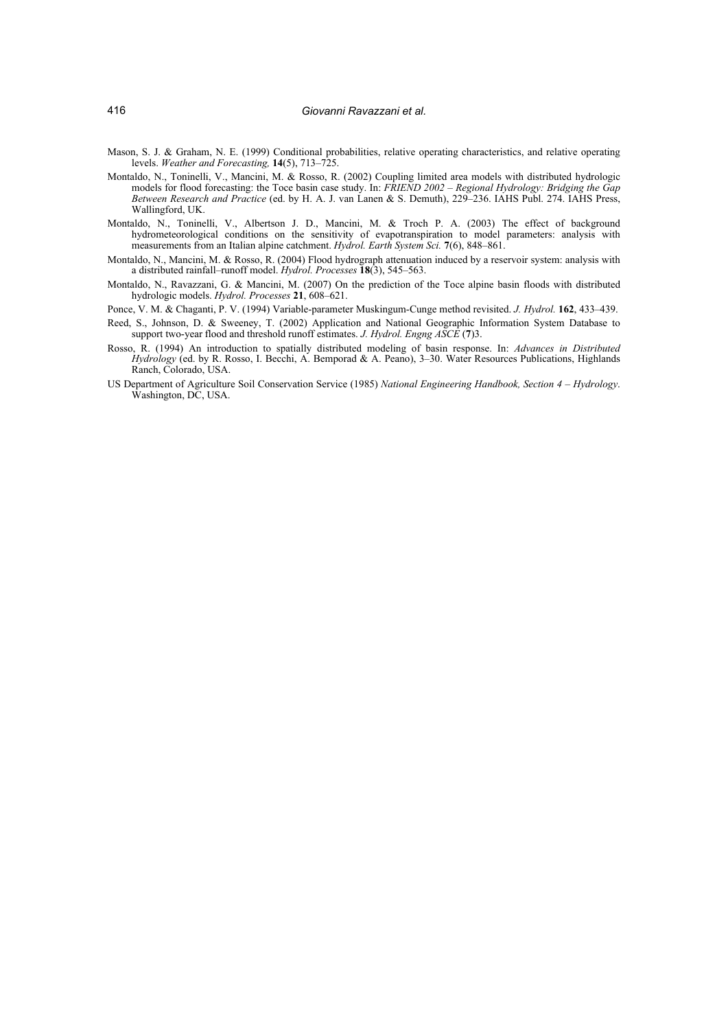Mason, S. J. & Graham, N. E. (1999) Conditional probabilities, relative operating characteristics, and relative operating levels. *Weather and Forecasting,* **14**(5), 713–725.

Montaldo, N., Toninelli, V., Mancini, M. & Rosso, R. (2002) Coupling limited area models with distributed hydrologic models for flood forecasting: the Toce basin case study. In: *FRIEND 2002 – Regional Hydrology: Bridging the Gap Between Research and Practice* (ed. by H. A. J. van Lanen & S. Demuth), 229–236. IAHS Publ. 274. IAHS Press, Wallingford, UK.

Montaldo, N., Toninelli, V., Albertson J. D., Mancini, M. & Troch P. A. (2003) The effect of background hydrometeorological conditions on the sensitivity of evapotranspiration to model parameters: analysis with measurements from an Italian alpine catchment. *Hydrol. Earth System Sci.* **7**(6), 848–861.

Montaldo, N., Mancini, M. & Rosso, R. (2004) Flood hydrograph attenuation induced by a reservoir system: analysis with a distributed rainfall–runoff model. *Hydrol. Processes* **18**(3), 545–563.

Montaldo, N., Ravazzani, G. & Mancini, M. (2007) On the prediction of the Toce alpine basin floods with distributed hydrologic models. *Hydrol. Processes* **21**, 608–621.

Ponce, V. M. & Chaganti, P. V. (1994) Variable-parameter Muskingum-Cunge method revisited. *J. Hydrol.* **162**, 433–439.

Reed, S., Johnson, D. & Sweeney, T. (2002) Application and National Geographic Information System Database to support two-year flood and threshold runoff estimates. *J. Hydrol. Engng ASCE* (**7**)3.

Rosso, R. (1994) An introduction to spatially distributed modeling of basin response. In: *Advances in Distributed Hydrology* (ed. by R. Rosso, I. Becchi, A. Bemporad & A. Peano), 3–30. Water Resources Publications, Highlands Ranch, Colorado, USA.

US Department of Agriculture Soil Conservation Service (1985) *National Engineering Handbook, Section 4 – Hydrology*. Washington, DC, USA.